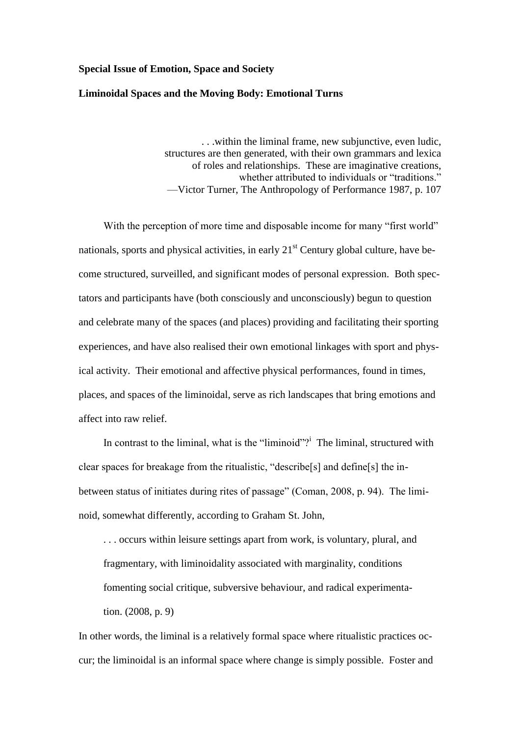**Special Issue of Emotion, Space and Society**

**Liminoidal Spaces and the Moving Body: Emotional Turns**

> . . .within the liminal frame, new subjunctive, even ludic, structures are then generated, with their own grammars and lexica of roles and relationships. These are imaginative creations, whether attributed to individuals or "traditions."
> —Victor Turner, The Anthropology of Performance 1987, p. 107

With the perception of more time and disposable income for many "first world" nationals, sports and physical activities, in early 21st Century global culture, have become structured, surveilled, and significant modes of personal expression. Both spectators and participants have (both consciously and unconsciously) begun to question and celebrate many of the spaces (and places) providing and facilitating their sporting experiences, and have also realised their own emotional linkages with sport and physical activity. Their emotional and affective physical performances, found in times, places, and spaces of the liminoidal, serve as rich landscapes that bring emotions and affect into raw relief.

In contrast to the liminal, what is the "liminoid"?[i] The liminal, structured with clear spaces for breakage from the ritualistic, "describe[s] and define[s] the in-between status of initiates during rites of passage" (Coman, 2008, p. 94). The liminoid, somewhat differently, according to Graham St. John,

> . . . occurs within leisure settings apart from work, is voluntary, plural, and fragmentary, with liminoidality associated with marginality, conditions fomenting social critique, subversive behaviour, and radical experimentation. (2008, p. 9)

In other words, the liminal is a relatively formal space where ritualistic practices occur; the liminoidal is an informal space where change is simply possible. Foster and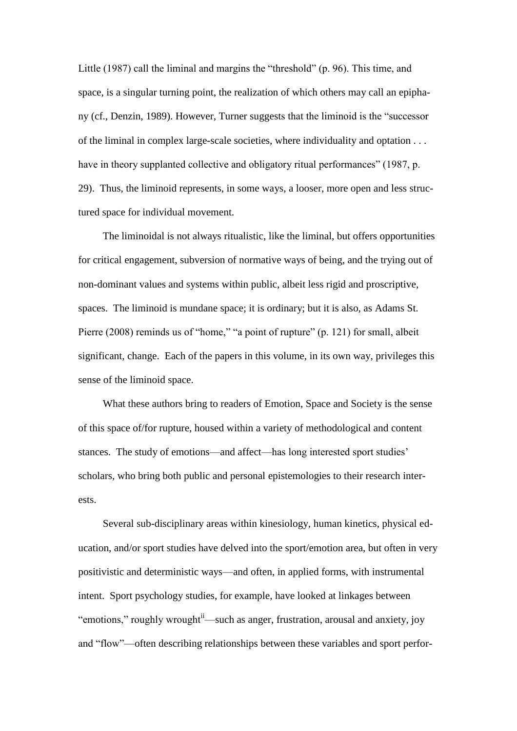Little (1987) call the liminal and margins the "threshold" (p. 96). This time, and space, is a singular turning point, the realization of which others may call an epiphany (cf., Denzin, 1989). However, Turner suggests that the liminoid is the "successor of the liminal in complex large-scale societies, where individuality and optation . . . have in theory supplanted collective and obligatory ritual performances" (1987, p. 29). Thus, the liminoid represents, in some ways, a looser, more open and less structured space for individual movement.

The liminoidal is not always ritualistic, like the liminal, but offers opportunities for critical engagement, subversion of normative ways of being, and the trying out of non-dominant values and systems within public, albeit less rigid and proscriptive, spaces. The liminoid is mundane space; it is ordinary; but it is also, as Adams St. Pierre (2008) reminds us of "home," "a point of rupture" (p. 121) for small, albeit significant, change. Each of the papers in this volume, in its own way, privileges this sense of the liminoid space.

What these authors bring to readers of Emotion, Space and Society is the sense of this space of/for rupture, housed within a variety of methodological and content stances. The study of emotions—and affect—has long interested sport studies' scholars, who bring both public and personal epistemologies to their research interests.

Several sub-disciplinary areas within kinesiology, human kinetics, physical education, and/or sport studies have delved into the sport/emotion area, but often in very positivistic and deterministic ways—and often, in applied forms, with instrumental intent. Sport psychology studies, for example, have looked at linkages between "emotions," roughly wrought[ii]—such as anger, frustration, arousal and anxiety, joy and "flow"—often describing relationships between these variables and sport perfor-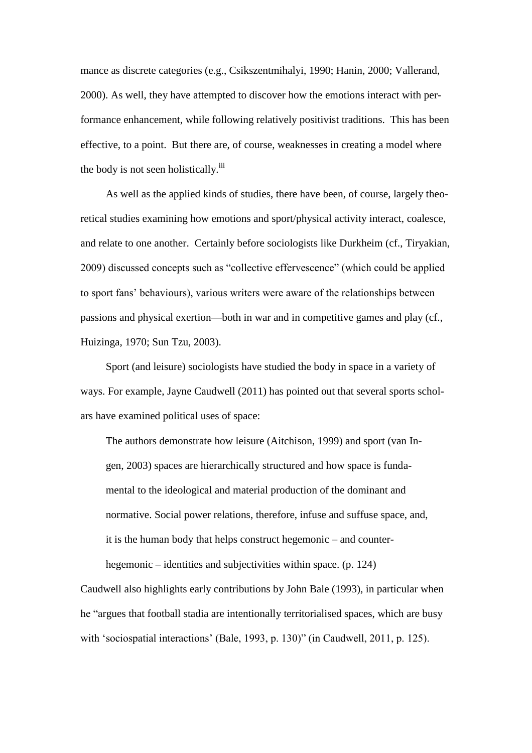mance as discrete categories (e.g., Csikszentmihalyi, 1990; Hanin, 2000; Vallerand, 2000). As well, they have attempted to discover how the emotions interact with performance enhancement, while following relatively positivist traditions. This has been effective, to a point. But there are, of course, weaknesses in creating a model where the body is not seen holistically.[iii]

As well as the applied kinds of studies, there have been, of course, largely theoretical studies examining how emotions and sport/physical activity interact, coalesce, and relate to one another. Certainly before sociologists like Durkheim (cf., Tiryakian, 2009) discussed concepts such as "collective effervescence" (which could be applied to sport fans' behaviours), various writers were aware of the relationships between passions and physical exertion—both in war and in competitive games and play (cf., Huizinga, 1970; Sun Tzu, 2003).

Sport (and leisure) sociologists have studied the body in space in a variety of ways. For example, Jayne Caudwell (2011) has pointed out that several sports scholars have examined political uses of space:

> The authors demonstrate how leisure (Aitchison, 1999) and sport (van Ingen, 2003) spaces are hierarchically structured and how space is fundamental to the ideological and material production of the dominant and normative. Social power relations, therefore, infuse and suffuse space, and, it is the human body that helps construct hegemonic – and counter-hegemonic – identities and subjectivities within space. (p. 124)

Caudwell also highlights early contributions by John Bale (1993), in particular when he "argues that football stadia are intentionally territorialised spaces, which are busy with 'sociospatial interactions' (Bale, 1993, p. 130)" (in Caudwell, 2011, p. 125).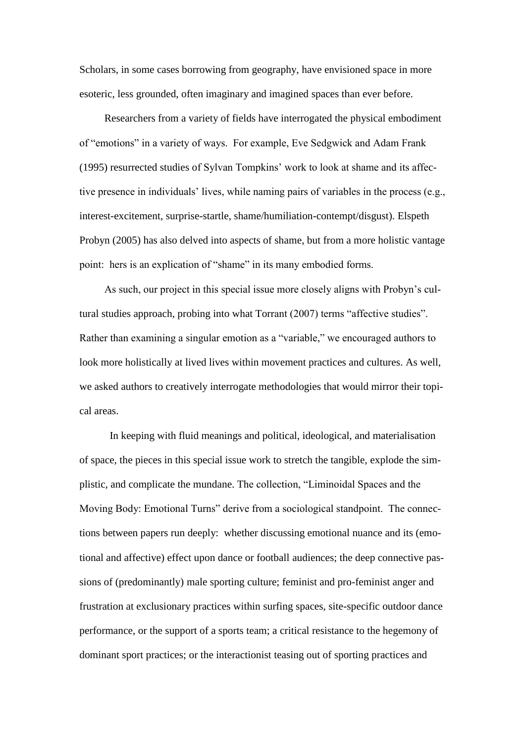Scholars, in some cases borrowing from geography, have envisioned space in more esoteric, less grounded, often imaginary and imagined spaces than ever before.

Researchers from a variety of fields have interrogated the physical embodiment of "emotions" in a variety of ways. For example, Eve Sedgwick and Adam Frank (1995) resurrected studies of Sylvan Tompkins' work to look at shame and its affective presence in individuals' lives, while naming pairs of variables in the process (e.g., interest-excitement, surprise-startle, shame/humiliation-contempt/disgust). Elspeth Probyn (2005) has also delved into aspects of shame, but from a more holistic vantage point: hers is an explication of "shame" in its many embodied forms.

As such, our project in this special issue more closely aligns with Probyn's cultural studies approach, probing into what Torrant (2007) terms "affective studies". Rather than examining a singular emotion as a "variable," we encouraged authors to look more holistically at lived lives within movement practices and cultures. As well, we asked authors to creatively interrogate methodologies that would mirror their topical areas.

In keeping with fluid meanings and political, ideological, and materialisation of space, the pieces in this special issue work to stretch the tangible, explode the simplistic, and complicate the mundane. The collection, "Liminoidal Spaces and the Moving Body: Emotional Turns" derive from a sociological standpoint. The connections between papers run deeply: whether discussing emotional nuance and its (emotional and affective) effect upon dance or football audiences; the deep connective passions of (predominantly) male sporting culture; feminist and pro-feminist anger and frustration at exclusionary practices within surfing spaces, site-specific outdoor dance performance, or the support of a sports team; a critical resistance to the hegemony of dominant sport practices; or the interactionist teasing out of sporting practices and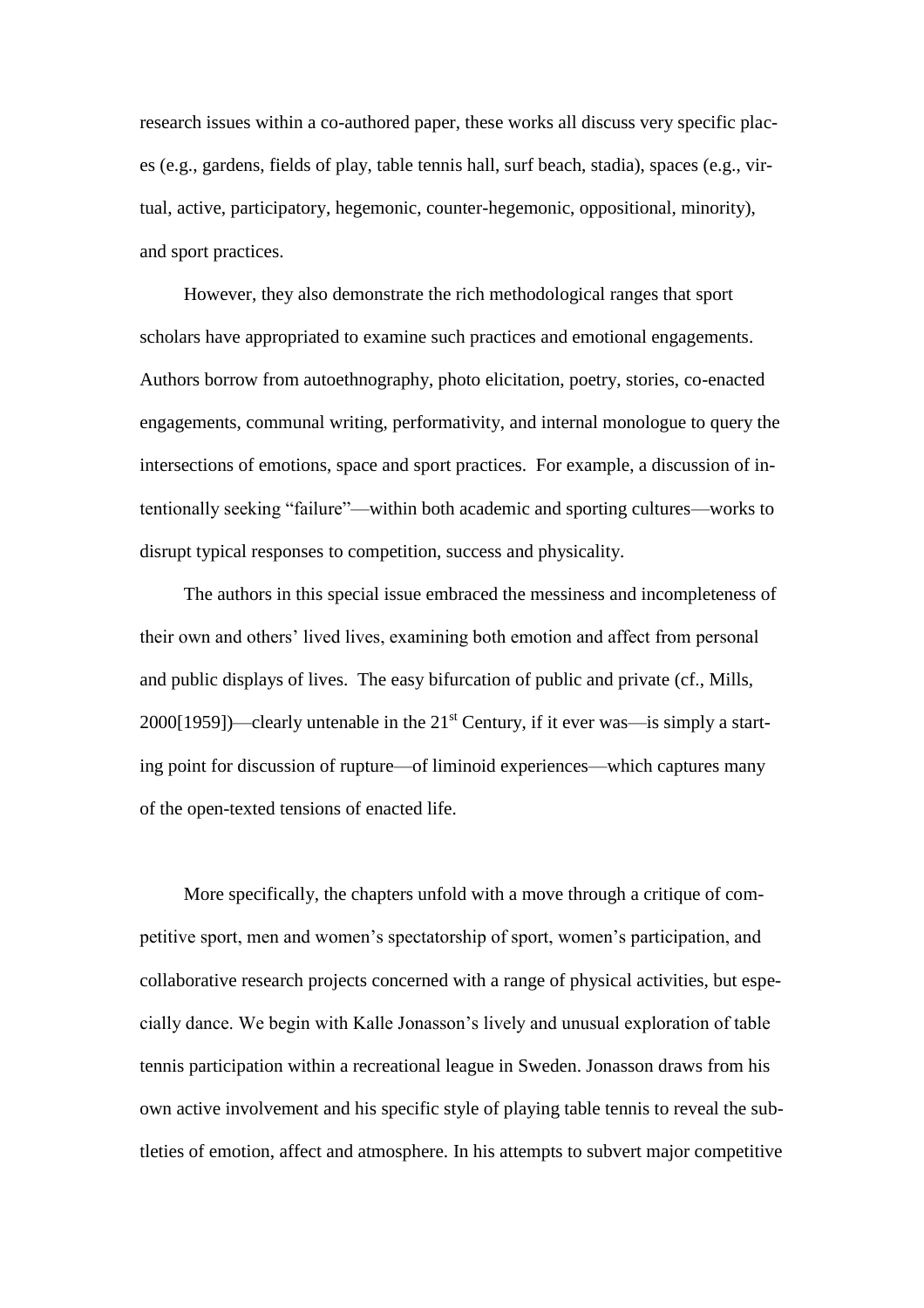research issues within a co-authored paper, these works all discuss very specific places (e.g., gardens, fields of play, table tennis hall, surf beach, stadia), spaces (e.g., virtual, active, participatory, hegemonic, counter-hegemonic, oppositional, minority), and sport practices.

However, they also demonstrate the rich methodological ranges that sport scholars have appropriated to examine such practices and emotional engagements. Authors borrow from autoethnography, photo elicitation, poetry, stories, co-enacted engagements, communal writing, performativity, and internal monologue to query the intersections of emotions, space and sport practices. For example, a discussion of intentionally seeking "failure"—within both academic and sporting cultures—works to disrupt typical responses to competition, success and physicality.

The authors in this special issue embraced the messiness and incompleteness of their own and others' lived lives, examining both emotion and affect from personal and public displays of lives. The easy bifurcation of public and private (cf., Mills, 2000[1959])—clearly untenable in the 21st Century, if it ever was—is simply a starting point for discussion of rupture—of liminoid experiences—which captures many of the open-texted tensions of enacted life.

More specifically, the chapters unfold with a move through a critique of competitive sport, men and women's spectatorship of sport, women's participation, and collaborative research projects concerned with a range of physical activities, but especially dance. We begin with Kalle Jonasson's lively and unusual exploration of table tennis participation within a recreational league in Sweden. Jonasson draws from his own active involvement and his specific style of playing table tennis to reveal the subtleties of emotion, affect and atmosphere. In his attempts to subvert major competitive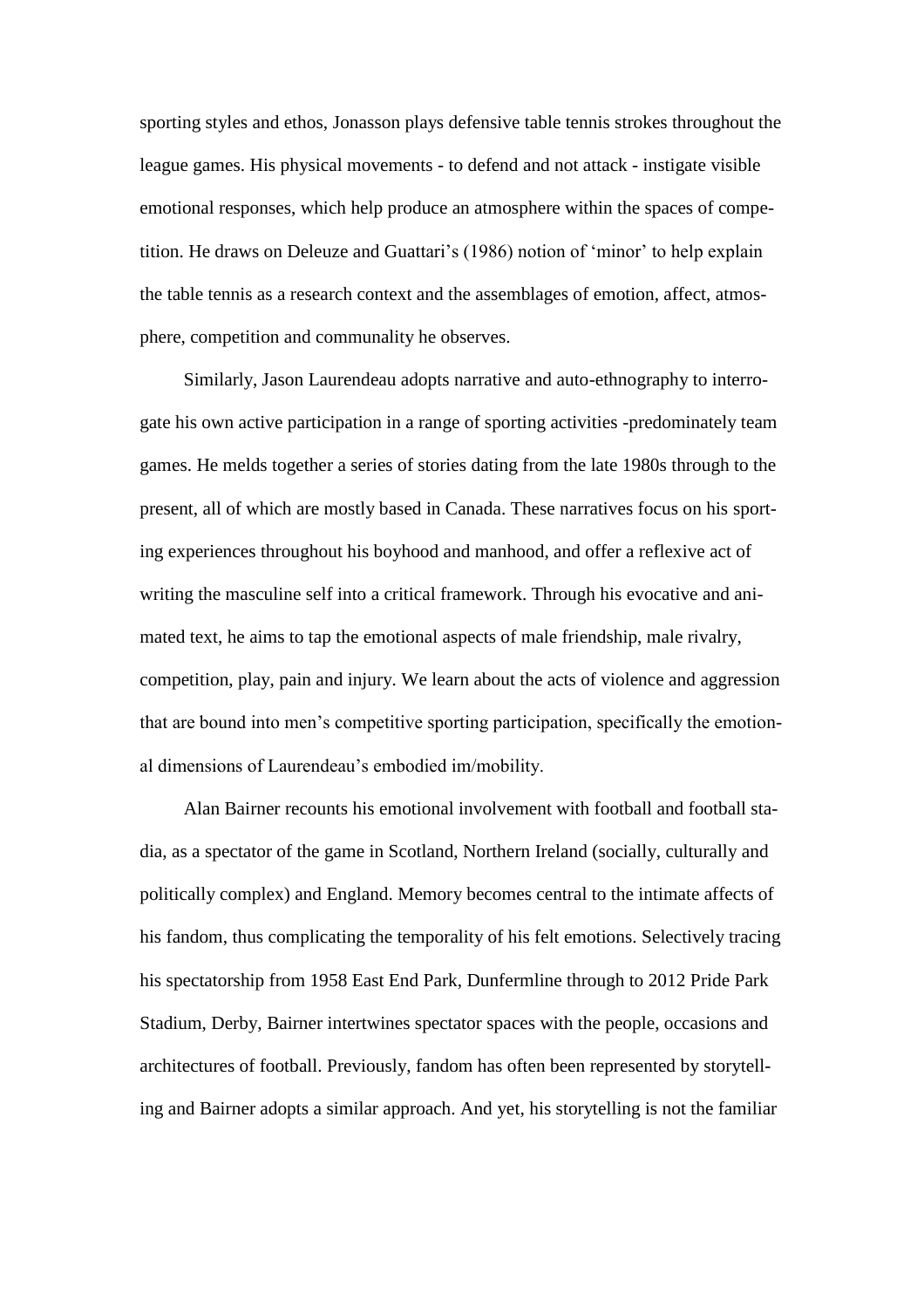sporting styles and ethos, Jonasson plays defensive table tennis strokes throughout the league games. His physical movements - to defend and not attack - instigate visible emotional responses, which help produce an atmosphere within the spaces of competition. He draws on Deleuze and Guattari's (1986) notion of 'minor' to help explain the table tennis as a research context and the assemblages of emotion, affect, atmosphere, competition and communality he observes.

Similarly, Jason Laurendeau adopts narrative and auto-ethnography to interrogate his own active participation in a range of sporting activities -predominately team games. He melds together a series of stories dating from the late 1980s through to the present, all of which are mostly based in Canada. These narratives focus on his sporting experiences throughout his boyhood and manhood, and offer a reflexive act of writing the masculine self into a critical framework. Through his evocative and animated text, he aims to tap the emotional aspects of male friendship, male rivalry, competition, play, pain and injury. We learn about the acts of violence and aggression that are bound into men's competitive sporting participation, specifically the emotional dimensions of Laurendeau's embodied im/mobility.

Alan Bairner recounts his emotional involvement with football and football stadia, as a spectator of the game in Scotland, Northern Ireland (socially, culturally and politically complex) and England. Memory becomes central to the intimate affects of his fandom, thus complicating the temporality of his felt emotions. Selectively tracing his spectatorship from 1958 East End Park, Dunfermline through to 2012 Pride Park Stadium, Derby, Bairner intertwines spectator spaces with the people, occasions and architectures of football. Previously, fandom has often been represented by storytelling and Bairner adopts a similar approach. And yet, his storytelling is not the familiar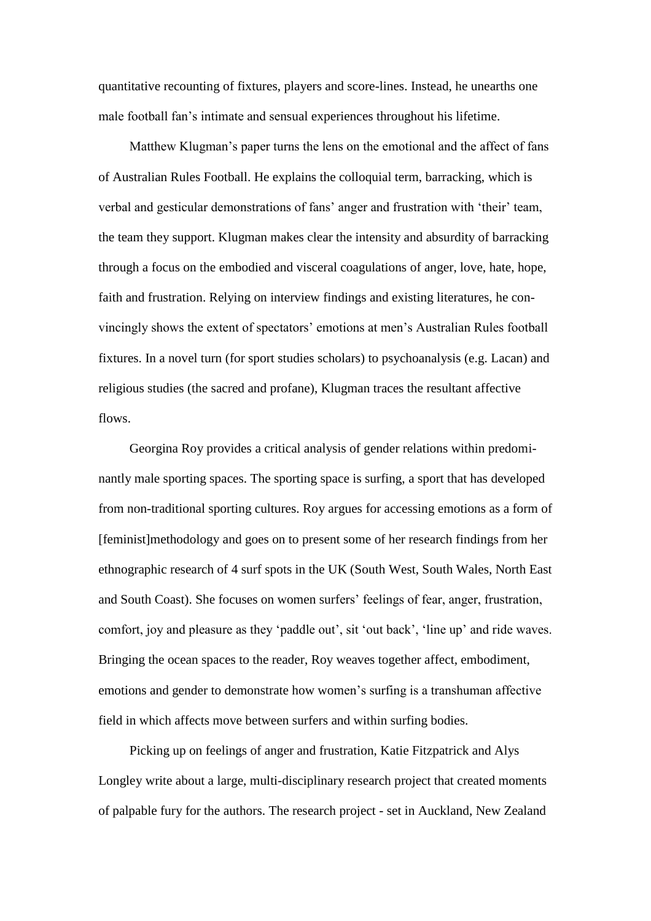quantitative recounting of fixtures, players and score-lines. Instead, he unearths one male football fan's intimate and sensual experiences throughout his lifetime.

Matthew Klugman's paper turns the lens on the emotional and the affect of fans of Australian Rules Football. He explains the colloquial term, barracking, which is verbal and gesticular demonstrations of fans' anger and frustration with 'their' team, the team they support. Klugman makes clear the intensity and absurdity of barracking through a focus on the embodied and visceral coagulations of anger, love, hate, hope, faith and frustration. Relying on interview findings and existing literatures, he convincingly shows the extent of spectators' emotions at men's Australian Rules football fixtures. In a novel turn (for sport studies scholars) to psychoanalysis (e.g. Lacan) and religious studies (the sacred and profane), Klugman traces the resultant affective flows.

Georgina Roy provides a critical analysis of gender relations within predominantly male sporting spaces. The sporting space is surfing, a sport that has developed from non-traditional sporting cultures. Roy argues for accessing emotions as a form of [feminist]methodology and goes on to present some of her research findings from her ethnographic research of 4 surf spots in the UK (South West, South Wales, North East and South Coast). She focuses on women surfers' feelings of fear, anger, frustration, comfort, joy and pleasure as they 'paddle out', sit 'out back', 'line up' and ride waves. Bringing the ocean spaces to the reader, Roy weaves together affect, embodiment, emotions and gender to demonstrate how women's surfing is a transhuman affective field in which affects move between surfers and within surfing bodies.

Picking up on feelings of anger and frustration, Katie Fitzpatrick and Alys Longley write about a large, multi-disciplinary research project that created moments of palpable fury for the authors. The research project - set in Auckland, New Zealand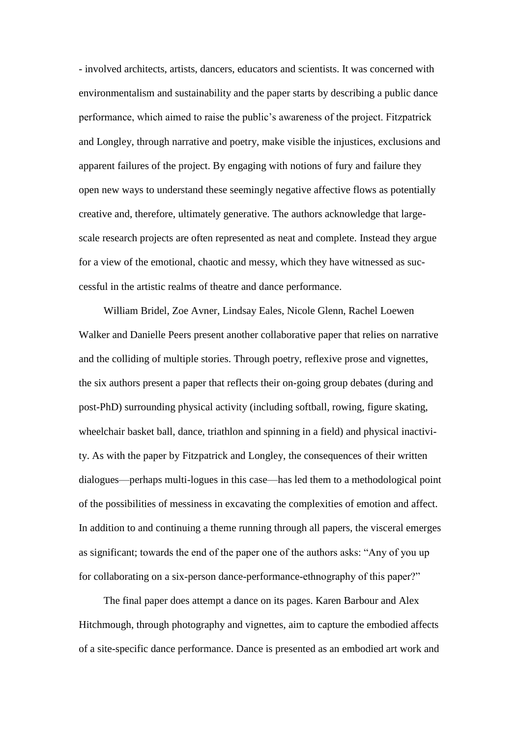- involved architects, artists, dancers, educators and scientists. It was concerned with environmentalism and sustainability and the paper starts by describing a public dance performance, which aimed to raise the public's awareness of the project. Fitzpatrick and Longley, through narrative and poetry, make visible the injustices, exclusions and apparent failures of the project. By engaging with notions of fury and failure they open new ways to understand these seemingly negative affective flows as potentially creative and, therefore, ultimately generative. The authors acknowledge that large-scale research projects are often represented as neat and complete. Instead they argue for a view of the emotional, chaotic and messy, which they have witnessed as successful in the artistic realms of theatre and dance performance.

William Bridel, Zoe Avner, Lindsay Eales, Nicole Glenn, Rachel Loewen Walker and Danielle Peers present another collaborative paper that relies on narrative and the colliding of multiple stories. Through poetry, reflexive prose and vignettes, the six authors present a paper that reflects their on-going group debates (during and post-PhD) surrounding physical activity (including softball, rowing, figure skating, wheelchair basket ball, dance, triathlon and spinning in a field) and physical inactivity. As with the paper by Fitzpatrick and Longley, the consequences of their written dialogues—perhaps multi-logues in this case—has led them to a methodological point of the possibilities of messiness in excavating the complexities of emotion and affect. In addition to and continuing a theme running through all papers, the visceral emerges as significant; towards the end of the paper one of the authors asks: "Any of you up for collaborating on a six-person dance-performance-ethnography of this paper?"

The final paper does attempt a dance on its pages. Karen Barbour and Alex Hitchmough, through photography and vignettes, aim to capture the embodied affects of a site-specific dance performance. Dance is presented as an embodied art work and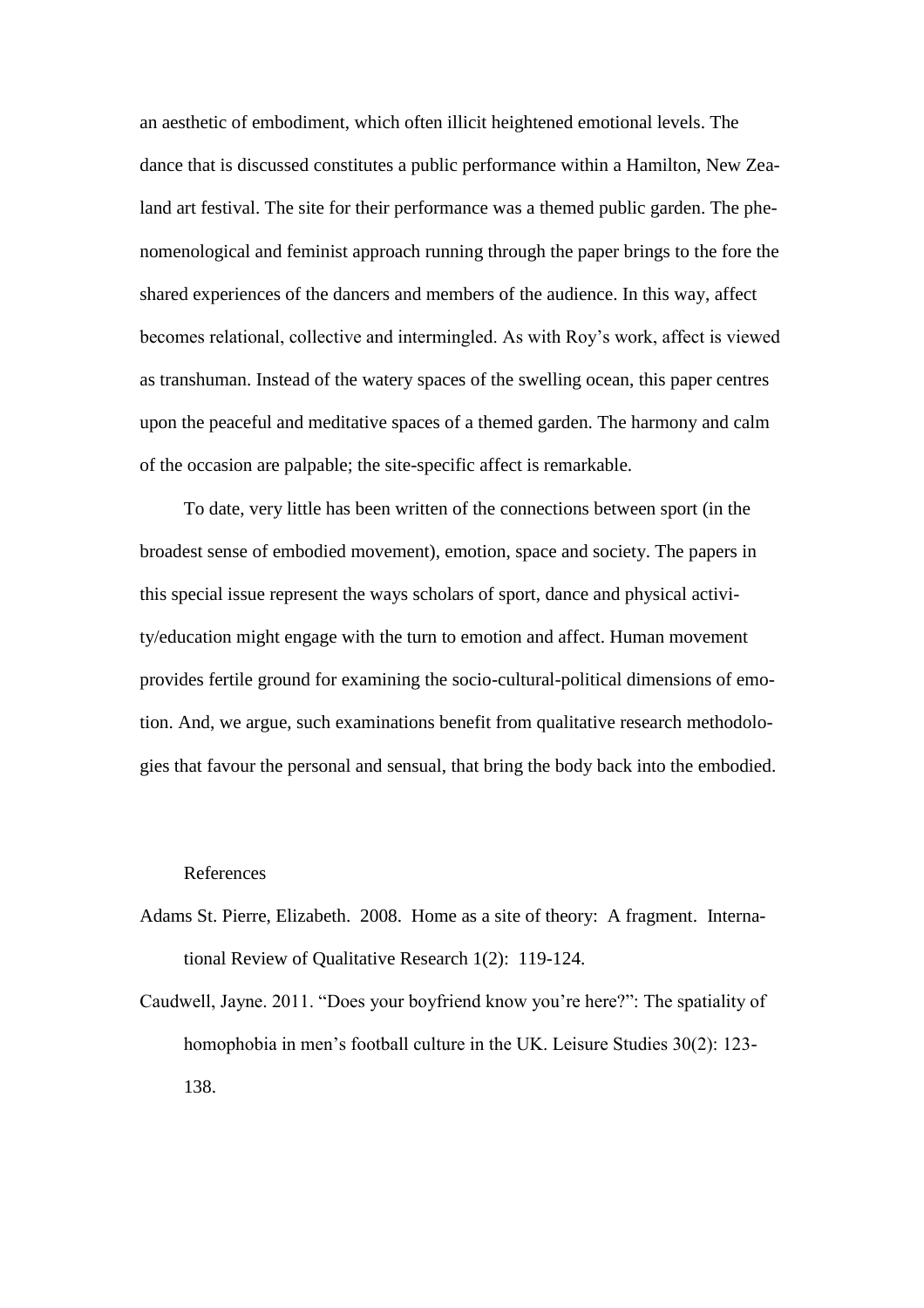an aesthetic of embodiment, which often illicit heightened emotional levels. The dance that is discussed constitutes a public performance within a Hamilton, New Zealand art festival. The site for their performance was a themed public garden. The phenomenological and feminist approach running through the paper brings to the fore the shared experiences of the dancers and members of the audience. In this way, affect becomes relational, collective and intermingled. As with Roy's work, affect is viewed as transhuman. Instead of the watery spaces of the swelling ocean, this paper centres upon the peaceful and meditative spaces of a themed garden. The harmony and calm of the occasion are palpable; the site-specific affect is remarkable.

To date, very little has been written of the connections between sport (in the broadest sense of embodied movement), emotion, space and society. The papers in this special issue represent the ways scholars of sport, dance and physical activity/education might engage with the turn to emotion and affect. Human movement provides fertile ground for examining the socio-cultural-political dimensions of emotion. And, we argue, such examinations benefit from qualitative research methodologies that favour the personal and sensual, that bring the body back into the embodied.

## References

Adams St. Pierre, Elizabeth. 2008. Home as a site of theory: A fragment. International Review of Qualitative Research 1(2): 119-124.

Caudwell, Jayne. 2011. "Does your boyfriend know you're here?": The spatiality of homophobia in men's football culture in the UK. Leisure Studies 30(2): 123-138.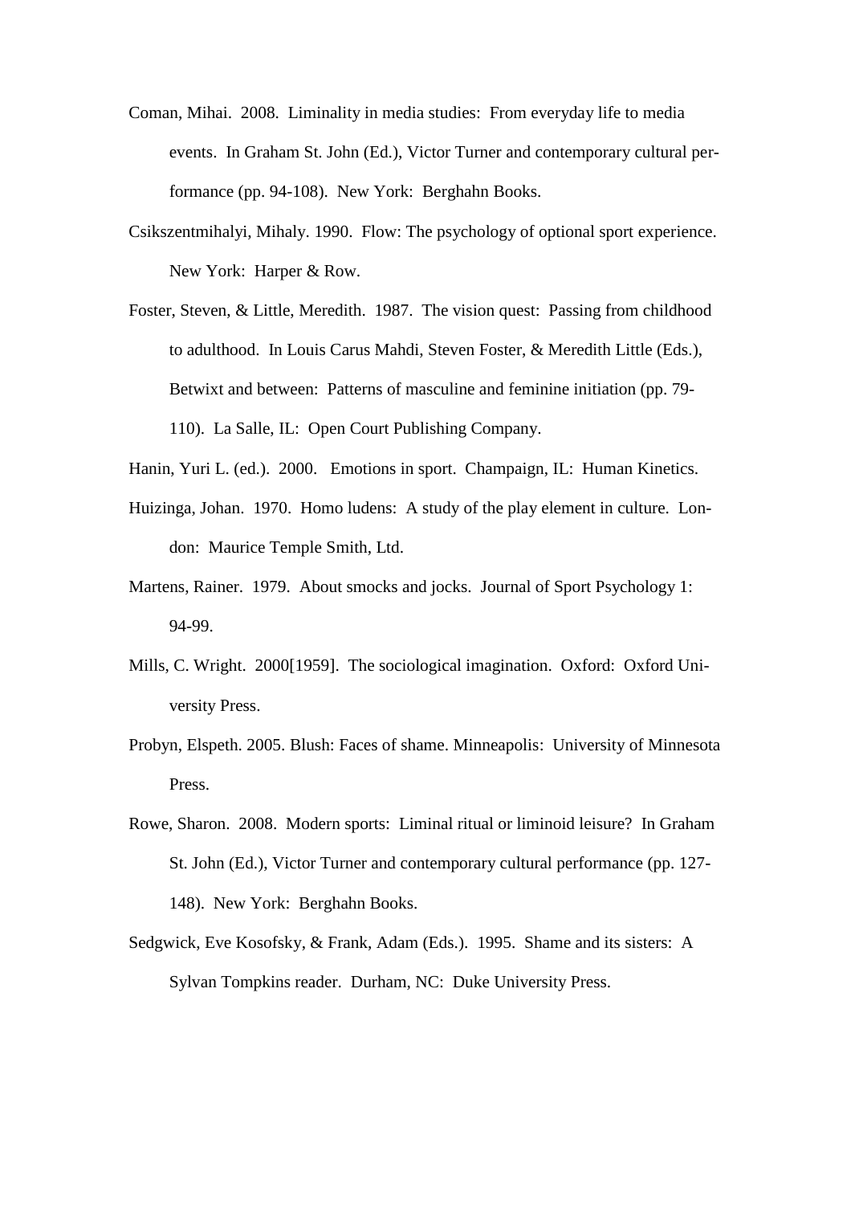Coman, Mihai. 2008. Liminality in media studies: From everyday life to media events. In Graham St. John (Ed.), Victor Turner and contemporary cultural performance (pp. 94-108). New York: Berghahn Books.

Csikszentmihalyi, Mihaly. 1990. Flow: The psychology of optional sport experience. New York: Harper & Row.

Foster, Steven, & Little, Meredith. 1987. The vision quest: Passing from childhood to adulthood. In Louis Carus Mahdi, Steven Foster, & Meredith Little (Eds.), Betwixt and between: Patterns of masculine and feminine initiation (pp. 79-110). La Salle, IL: Open Court Publishing Company.

Hanin, Yuri L. (ed.). 2000. Emotions in sport. Champaign, IL: Human Kinetics.

Huizinga, Johan. 1970. Homo ludens: A study of the play element in culture. London: Maurice Temple Smith, Ltd.

Martens, Rainer. 1979. About smocks and jocks. Journal of Sport Psychology 1: 94-99.

Mills, C. Wright. 2000[1959]. The sociological imagination. Oxford: Oxford University Press.

Probyn, Elspeth. 2005. Blush: Faces of shame. Minneapolis: University of Minnesota Press.

Rowe, Sharon. 2008. Modern sports: Liminal ritual or liminoid leisure? In Graham St. John (Ed.), Victor Turner and contemporary cultural performance (pp. 127-148). New York: Berghahn Books.

Sedgwick, Eve Kosofsky, & Frank, Adam (Eds.). 1995. Shame and its sisters: A Sylvan Tompkins reader. Durham, NC: Duke University Press.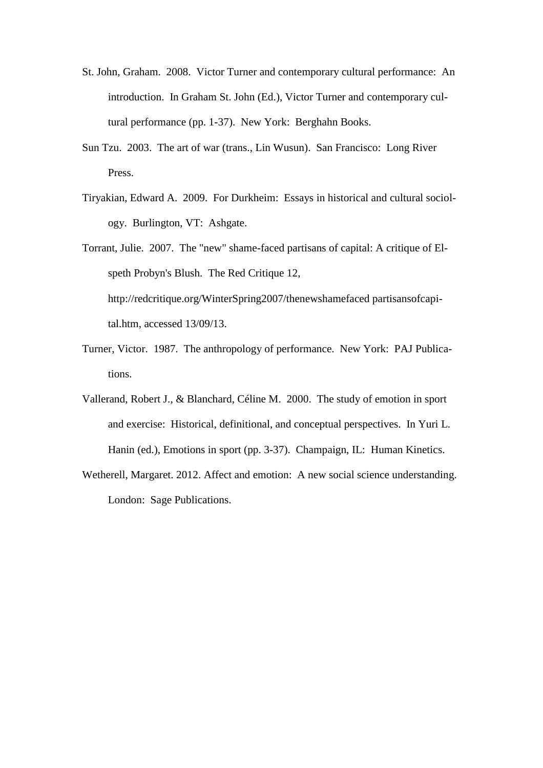St. John, Graham. 2008. Victor Turner and contemporary cultural performance: An introduction. In Graham St. John (Ed.), Victor Turner and contemporary cultural performance (pp. 1-37). New York: Berghahn Books.

Sun Tzu. 2003. The art of war (trans., Lin Wusun). San Francisco: Long River Press.

Tiryakian, Edward A. 2009. For Durkheim: Essays in historical and cultural sociology. Burlington, VT: Ashgate.

Torrant, Julie. 2007. The "new" shame-faced partisans of capital: A critique of Elspeth Probyn's Blush. The Red Critique 12, http://redcritique.org/WinterSpring2007/thenewshamefaced partisansofcapital.htm, accessed 13/09/13.

Turner, Victor. 1987. The anthropology of performance. New York: PAJ Publications.

Vallerand, Robert J., & Blanchard, Céline M. 2000. The study of emotion in sport and exercise: Historical, definitional, and conceptual perspectives. In Yuri L. Hanin (ed.), Emotions in sport (pp. 3-37). Champaign, IL: Human Kinetics.

Wetherell, Margaret. 2012. Affect and emotion: A new social science understanding. London: Sage Publications.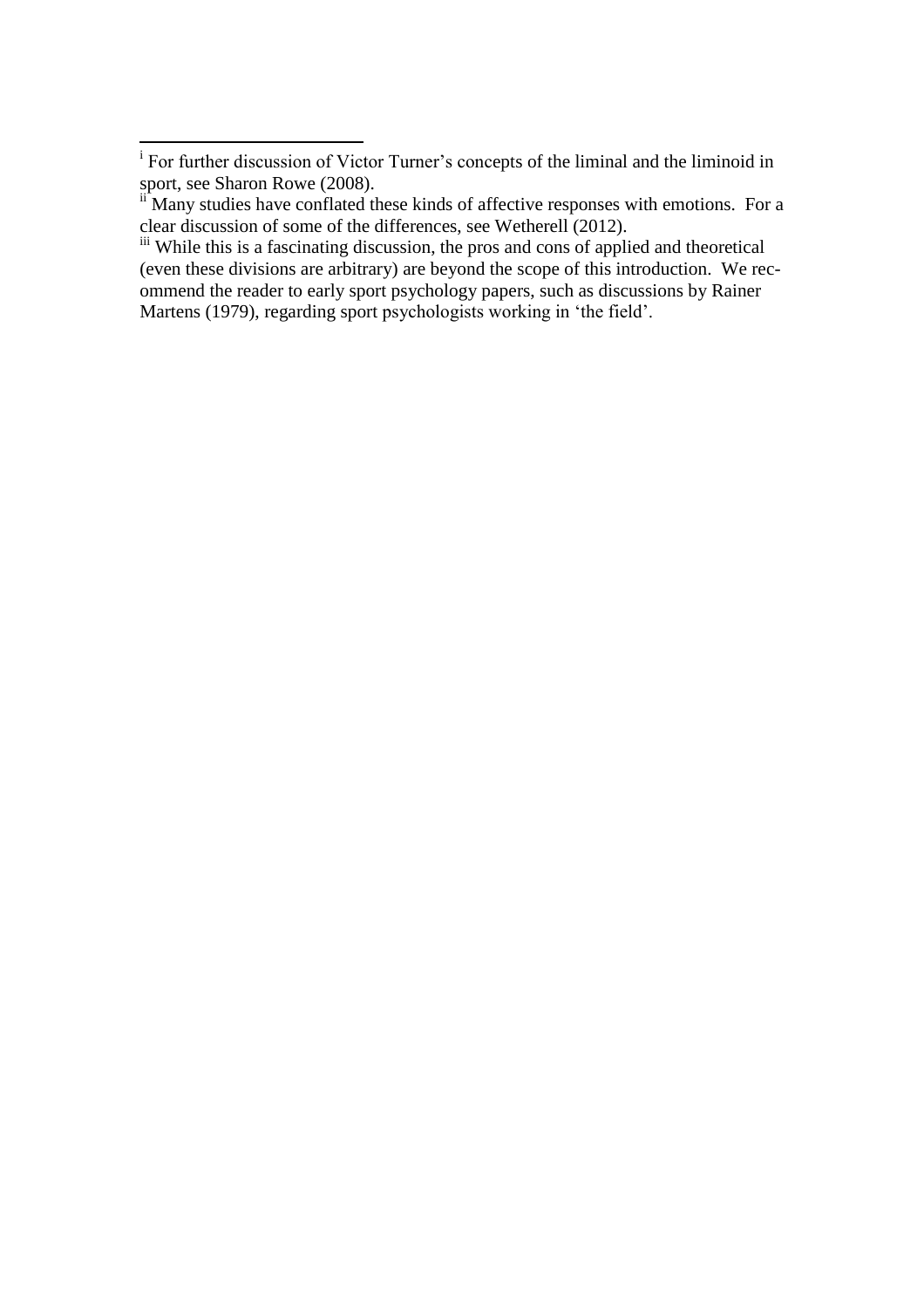[i] For further discussion of Victor Turner's concepts of the liminal and the liminoid in sport, see Sharon Rowe (2008).

[ii] Many studies have conflated these kinds of affective responses with emotions. For a clear discussion of some of the differences, see Wetherell (2012).

[iii] While this is a fascinating discussion, the pros and cons of applied and theoretical (even these divisions are arbitrary) are beyond the scope of this introduction. We recommend the reader to early sport psychology papers, such as discussions by Rainer Martens (1979), regarding sport psychologists working in 'the field'.